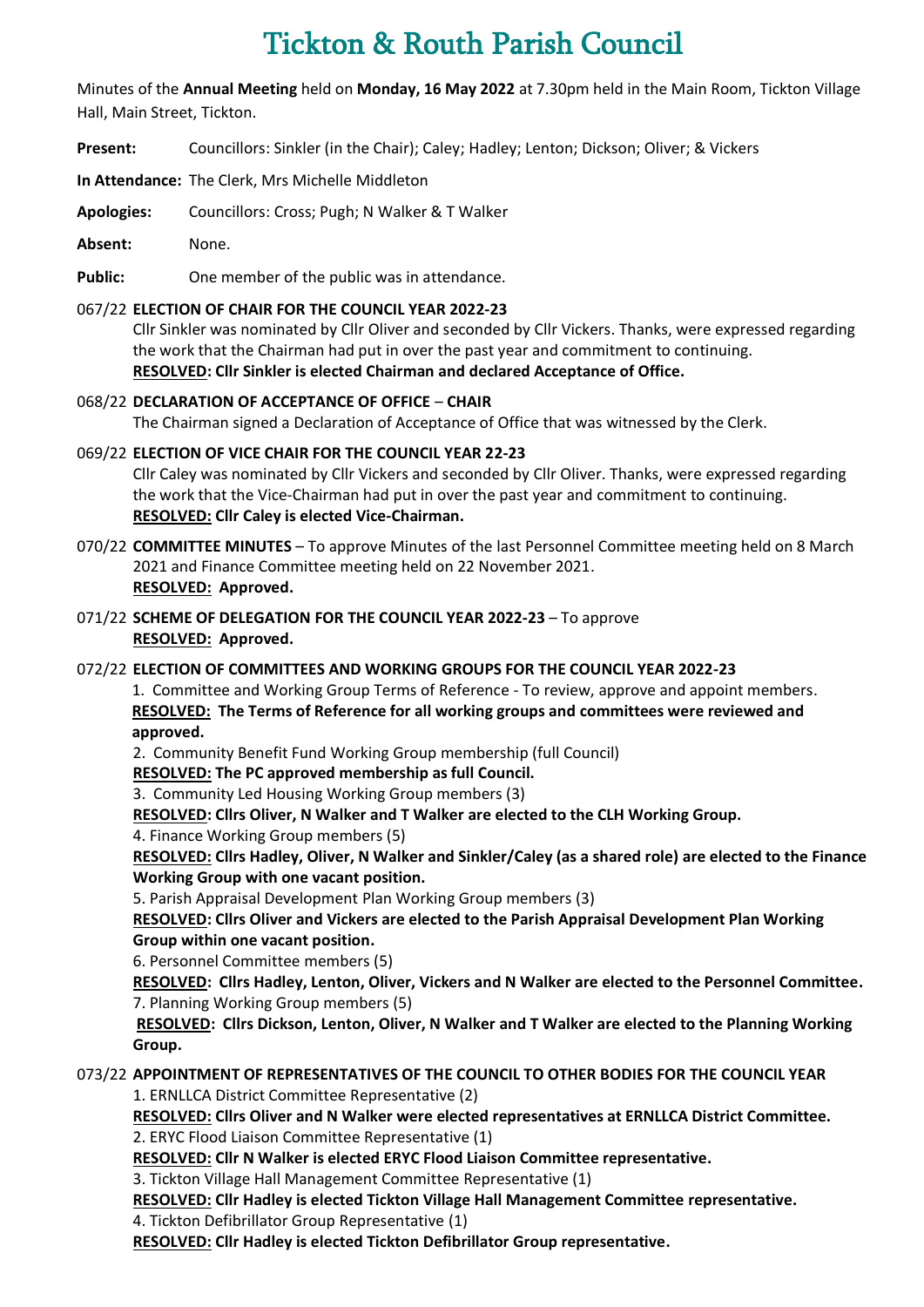# Tickton & Routh Parish Council

Minutes of the **Annual Meeting** held on **Monday, 16 May 2022** at 7.30pm held in the Main Room, Tickton Village Hall, Main Street, Tickton.

**Present:** Councillors: Sinkler (in the Chair); Caley; Hadley; Lenton; Dickson; Oliver; & Vickers

**In Attendance:** The Clerk, Mrs Michelle Middleton

**Apologies:** Councillors: Cross; Pugh; N Walker & T Walker

**Absent:** None.

**Public:** One member of the public was in attendance.

067/22 **ELECTION OF CHAIR FOR THE COUNCIL YEAR 2022-23**

Cllr Sinkler was nominated by Cllr Oliver and seconded by Cllr Vickers. Thanks, were expressed regarding the work that the Chairman had put in over the past year and commitment to continuing.

**RESOLVED: Cllr Sinkler is elected Chairman and declared Acceptance of Office.**

068/22 **DECLARATION OF ACCEPTANCE OF OFFICE – CHAIR**

The Chairman signed a Declaration of Acceptance of Office that was witnessed by the Clerk.

069/22 **ELECTION OF VICE CHAIR FOR THE COUNCIL YEAR 22-23**

Cllr Caley was nominated by Cllr Vickers and seconded by Cllr Oliver. Thanks, were expressed regarding the work that the Vice-Chairman had put in over the past year and commitment to continuing.

**RESOLVED: Cllr Caley is elected Vice-Chairman.**

070/22 **COMMITTEE MINUTES** – To approve Minutes of the last Personnel Committee meeting held on 8 March 2021 and Finance Committee meeting held on 22 November 2021.

**RESOLVED: Approved.**

071/22 **SCHEME OF DELEGATION FOR THE COUNCIL YEAR 2022-23** – To approve

**RESOLVED: Approved.**

072/22 **ELECTION OF COMMITTEES AND WORKING GROUPS FOR THE COUNCIL YEAR 2022-23**

1. Committee and Working Group Terms of Reference - To review, approve and appoint members.

**RESOLVED: The Terms of Reference for all working groups and committees were reviewed and approved.**

2. Community Benefit Fund Working Group membership (full Council)

**RESOLVED: The PC approved membership as full Council.**

3. Community Led Housing Working Group members (3)

**RESOLVED: Cllrs Oliver, N Walker and T Walker are elected to the CLH Working Group.**

4. Finance Working Group members (5)

**RESOLVED: Cllrs Hadley, Oliver, N Walker and Sinkler/Caley (as a shared role) are elected to the Finance Working Group with one vacant position.**

5. Parish Appraisal Development Plan Working Group members (3)

**RESOLVED: Cllrs Oliver and Vickers are elected to the Parish Appraisal Development Plan Working Group within one vacant position.**

6. Personnel Committee members (5)

**RESOLVED: Cllrs Hadley, Lenton, Oliver, Vickers and N Walker are elected to the Personnel Committee.**

7. Planning Working Group members (5)

**RESOLVED: Cllrs Dickson, Lenton, Oliver, N Walker and T Walker are elected to the Planning Working Group.**

073/22 **APPOINTMENT OF REPRESENTATIVES OF THE COUNCIL TO OTHER BODIES FOR THE COUNCIL YEAR**

1. ERNLLCA District Committee Representative (2)

**RESOLVED: Cllrs Oliver and N Walker were elected representatives at ERNLLCA District Committee.**

2. ERYC Flood Liaison Committee Representative (1)

**RESOLVED: Cllr N Walker is elected ERYC Flood Liaison Committee representative.**

3. Tickton Village Hall Management Committee Representative (1)

**RESOLVED: Cllr Hadley is elected Tickton Village Hall Management Committee representative.**

4. Tickton Defibrillator Group Representative (1)

**RESOLVED: Cllr Hadley is elected Tickton Defibrillator Group representative.**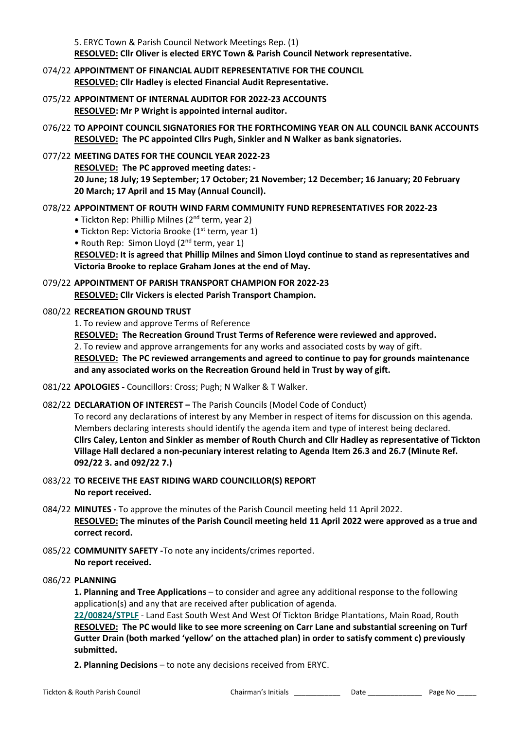5. ERYC Town & Parish Council Network Meetings Rep. (1)
**RESOLVED: Cllr Oliver is elected ERYC Town & Parish Council Network representative.**

074/22 **APPOINTMENT OF FINANCIAL AUDIT REPRESENTATIVE FOR THE COUNCIL**
**RESOLVED: Cllr Hadley is elected Financial Audit Representative.**

075/22 **APPOINTMENT OF INTERNAL AUDITOR FOR 2022-23 ACCOUNTS**
**RESOLVED: Mr P Wright is appointed internal auditor.**

076/22 **TO APPOINT COUNCIL SIGNATORIES FOR THE FORTHCOMING YEAR ON ALL COUNCIL BANK ACCOUNTS**
**RESOLVED: The PC appointed Cllrs Pugh, Sinkler and N Walker as bank signatories.**

077/22 **MEETING DATES FOR THE COUNCIL YEAR 2022-23**
**RESOLVED: The PC approved meeting dates: -**
**20 June; 18 July; 19 September; 17 October; 21 November; 12 December; 16 January; 20 February 20 March; 17 April and 15 May (Annual Council).**

078/22 **APPOINTMENT OF ROUTH WIND FARM COMMUNITY FUND REPRESENTATIVES FOR 2022-23**
- Tickton Rep: Phillip Milnes (2nd term, year 2)
- Tickton Rep: Victoria Brooke (1st term, year 1)
- Routh Rep: Simon Lloyd (2nd term, year 1)

**RESOLVED: It is agreed that Phillip Milnes and Simon Lloyd continue to stand as representatives and Victoria Brooke to replace Graham Jones at the end of May.**

079/22 **APPOINTMENT OF PARISH TRANSPORT CHAMPION FOR 2022-23**
**RESOLVED: Cllr Vickers is elected Parish Transport Champion.**

080/22 **RECREATION GROUND TRUST**
1. To review and approve Terms of Reference
**RESOLVED: The Recreation Ground Trust Terms of Reference were reviewed and approved.**
2. To review and approve arrangements for any works and associated costs by way of gift.
**RESOLVED: The PC reviewed arrangements and agreed to continue to pay for grounds maintenance and any associated works on the Recreation Ground held in Trust by way of gift.**

081/22 **APOLOGIES -** Councillors: Cross; Pugh; N Walker & T Walker.

082/22 **DECLARATION OF INTEREST –** The Parish Councils (Model Code of Conduct)
To record any declarations of interest by any Member in respect of items for discussion on this agenda. Members declaring interests should identify the agenda item and type of interest being declared.
**Cllrs Caley, Lenton and Sinkler as member of Routh Church and Cllr Hadley as representative of Tickton Village Hall declared a non-pecuniary interest relating to Agenda Item 26.3 and 26.7 (Minute Ref. 092/22 3. and 092/22 7.)**

083/22 **TO RECEIVE THE EAST RIDING WARD COUNCILLOR(S) REPORT**
**No report received.**

084/22 **MINUTES -** To approve the minutes of the Parish Council meeting held 11 April 2022.
**RESOLVED: The minutes of the Parish Council meeting held 11 April 2022 were approved as a true and correct record.**

085/22 **COMMUNITY SAFETY -**To note any incidents/crimes reported.
**No report received.**

086/22 **PLANNING**
**1. Planning and Tree Applications** – to consider and agree any additional response to the following application(s) and any that are received after publication of agenda.
**22/00824/STPLF** - Land East South West And West Of Tickton Bridge Plantations, Main Road, Routh
**RESOLVED: The PC would like to see more screening on Carr Lane and substantial screening on Turf Gutter Drain (both marked 'yellow' on the attached plan) in order to satisfy comment c) previously submitted.**

**2. Planning Decisions** – to note any decisions received from ERYC.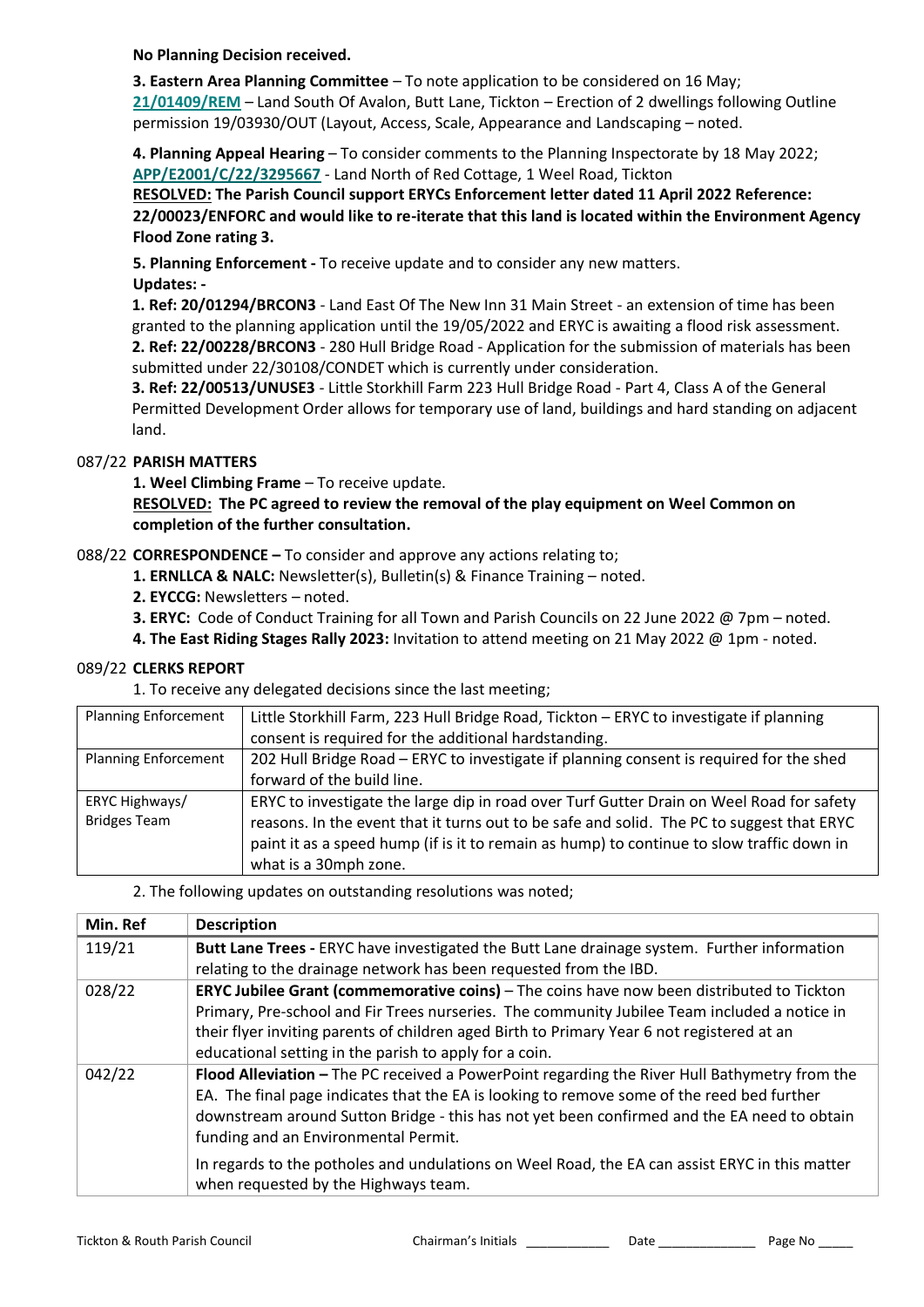**No Planning Decision received.**

**3. Eastern Area Planning Committee** – To note application to be considered on 16 May; **21/01409/REM** – Land South Of Avalon, Butt Lane, Tickton – Erection of 2 dwellings following Outline permission 19/03930/OUT (Layout, Access, Scale, Appearance and Landscaping – noted.

**4. Planning Appeal Hearing** – To consider comments to the Planning Inspectorate by 18 May 2022; **APP/E2001/C/22/3295667** - Land North of Red Cottage, 1 Weel Road, Tickton
**RESOLVED: The Parish Council support ERYCs Enforcement letter dated 11 April 2022 Reference: 22/00023/ENFORC and would like to re-iterate that this land is located within the Environment Agency Flood Zone rating 3.**

**5. Planning Enforcement -** To receive update and to consider any new matters.
**Updates: -**
**1. Ref: 20/01294/BRCON3** - Land East Of The New Inn 31 Main Street - an extension of time has been granted to the planning application until the 19/05/2022 and ERYC is awaiting a flood risk assessment.
**2. Ref: 22/00228/BRCON3** - 280 Hull Bridge Road - Application for the submission of materials has been submitted under 22/30108/CONDET which is currently under consideration.
**3. Ref: 22/00513/UNUSE3** - Little Storkhill Farm 223 Hull Bridge Road - Part 4, Class A of the General Permitted Development Order allows for temporary use of land, buildings and hard standing on adjacent land.

087/22 **PARISH MATTERS**

**1. Weel Climbing Frame** – To receive update.
**RESOLVED: The PC agreed to review the removal of the play equipment on Weel Common on completion of the further consultation.**

088/22 **CORRESPONDENCE –** To consider and approve any actions relating to;

**1. ERNLLCA & NALC:** Newsletter(s), Bulletin(s) & Finance Training – noted.
**2. EYCCG:** Newsletters – noted.
**3. ERYC:** Code of Conduct Training for all Town and Parish Councils on 22 June 2022 @ 7pm – noted.
**4. The East Riding Stages Rally 2023:** Invitation to attend meeting on 21 May 2022 @ 1pm - noted.

089/22 **CLERKS REPORT**

1. To receive any delegated decisions since the last meeting;

| | |
|---|---|
| Planning Enforcement | Little Storkhill Farm, 223 Hull Bridge Road, Tickton – ERYC to investigate if planning consent is required for the additional hardstanding. |
| Planning Enforcement | 202 Hull Bridge Road – ERYC to investigate if planning consent is required for the shed forward of the build line. |
| ERYC Highways/ Bridges Team | ERYC to investigate the large dip in road over Turf Gutter Drain on Weel Road for safety reasons. In the event that it turns out to be safe and solid. The PC to suggest that ERYC paint it as a speed hump (if is it to remain as hump) to continue to slow traffic down in what is a 30mph zone. |

2. The following updates on outstanding resolutions was noted;

| Min. Ref | Description |
|---|---|
| 119/21 | **Butt Lane Trees -** ERYC have investigated the Butt Lane drainage system. Further information relating to the drainage network has been requested from the IBD. |
| 028/22 | **ERYC Jubilee Grant (commemorative coins)** – The coins have now been distributed to Tickton Primary, Pre-school and Fir Trees nurseries. The community Jubilee Team included a notice in their flyer inviting parents of children aged Birth to Primary Year 6 not registered at an educational setting in the parish to apply for a coin. |
| 042/22 | **Flood Alleviation –** The PC received a PowerPoint regarding the River Hull Bathymetry from the EA. The final page indicates that the EA is looking to remove some of the reed bed further downstream around Sutton Bridge - this has not yet been confirmed and the EA need to obtain funding and an Environmental Permit.<br><br>In regards to the potholes and undulations on Weel Road, the EA can assist ERYC in this matter when requested by the Highways team. |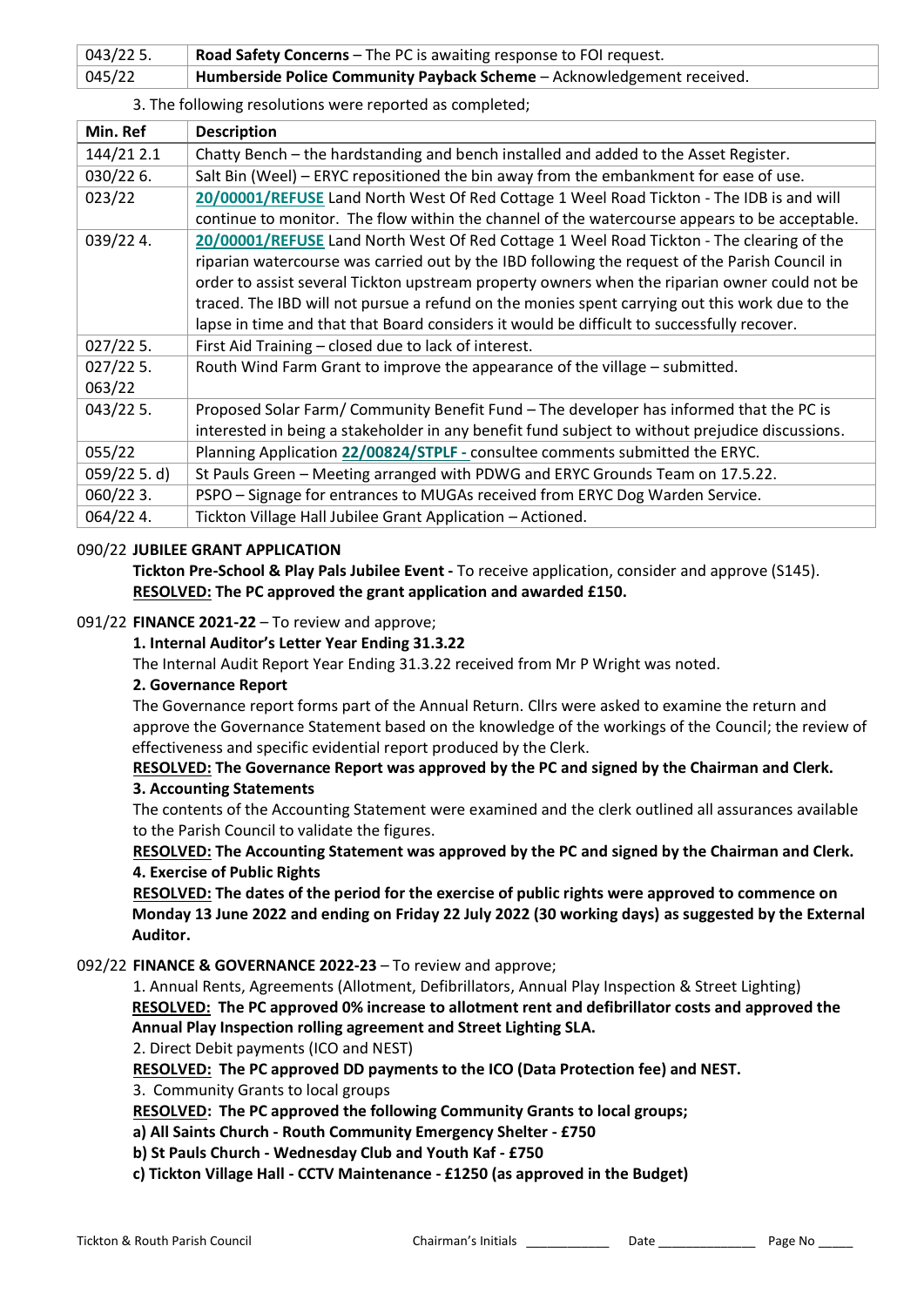| | |
|---|---|
| 043/22 5. | **Road Safety Concerns** – The PC is awaiting response to FOI request. |
| 045/22 | **Humberside Police Community Payback Scheme** – Acknowledgement received. |

3. The following resolutions were reported as completed;

| Min. Ref | Description |
|---|---|
| 144/21 2.1 | Chatty Bench – the hardstanding and bench installed and added to the Asset Register. |
| 030/22 6. | Salt Bin (Weel) – ERYC repositioned the bin away from the embankment for ease of use. |
| 023/22 | 20/00001/REFUSE Land North West Of Red Cottage 1 Weel Road Tickton - The IDB is and will continue to monitor. The flow within the channel of the watercourse appears to be acceptable. |
| 039/22 4. | 20/00001/REFUSE Land North West Of Red Cottage 1 Weel Road Tickton - The clearing of the riparian watercourse was carried out by the IBD following the request of the Parish Council in order to assist several Tickton upstream property owners when the riparian owner could not be traced. The IBD will not pursue a refund on the monies spent carrying out this work due to the lapse in time and that that Board considers it would be difficult to successfully recover. |
| 027/22 5. | First Aid Training – closed due to lack of interest. |
| 027/22 5. 063/22 | Routh Wind Farm Grant to improve the appearance of the village – submitted. |
| 043/22 5. | Proposed Solar Farm/ Community Benefit Fund – The developer has informed that the PC is interested in being a stakeholder in any benefit fund subject to without prejudice discussions. |
| 055/22 | Planning Application 22/00824/STPLF - consultee comments submitted the ERYC. |
| 059/22 5. d) | St Pauls Green – Meeting arranged with PDWG and ERYC Grounds Team on 17.5.22. |
| 060/22 3. | PSPO – Signage for entrances to MUGAs received from ERYC Dog Warden Service. |
| 064/22 4. | Tickton Village Hall Jubilee Grant Application – Actioned. |

090/22 **JUBILEE GRANT APPLICATION**

**Tickton Pre-School & Play Pals Jubilee Event -** To receive application, consider and approve (S145).

**RESOLVED: The PC approved the grant application and awarded £150.**

091/22 **FINANCE 2021-22** – To review and approve;

**1. Internal Auditor's Letter Year Ending 31.3.22**

The Internal Audit Report Year Ending 31.3.22 received from Mr P Wright was noted.

**2. Governance Report**

The Governance report forms part of the Annual Return. Cllrs were asked to examine the return and approve the Governance Statement based on the knowledge of the workings of the Council; the review of effectiveness and specific evidential report produced by the Clerk.

**RESOLVED: The Governance Report was approved by the PC and signed by the Chairman and Clerk.**

**3. Accounting Statements**

The contents of the Accounting Statement were examined and the clerk outlined all assurances available to the Parish Council to validate the figures.

**RESOLVED: The Accounting Statement was approved by the PC and signed by the Chairman and Clerk.**

**4. Exercise of Public Rights**

**RESOLVED: The dates of the period for the exercise of public rights were approved to commence on Monday 13 June 2022 and ending on Friday 22 July 2022 (30 working days) as suggested by the External Auditor.**

092/22 **FINANCE & GOVERNANCE 2022-23** – To review and approve;

1. Annual Rents, Agreements (Allotment, Defibrillators, Annual Play Inspection & Street Lighting)

**RESOLVED: The PC approved 0% increase to allotment rent and defibrillator costs and approved the Annual Play Inspection rolling agreement and Street Lighting SLA.**

2. Direct Debit payments (ICO and NEST)

**RESOLVED: The PC approved DD payments to the ICO (Data Protection fee) and NEST.**

3. Community Grants to local groups

**RESOLVED: The PC approved the following Community Grants to local groups;**

**a) All Saints Church - Routh Community Emergency Shelter - £750**

**b) St Pauls Church - Wednesday Club and Youth Kaf - £750**

**c) Tickton Village Hall - CCTV Maintenance - £1250 (as approved in the Budget)**

Chairman's Initials ____________ Date ______________ Page No _____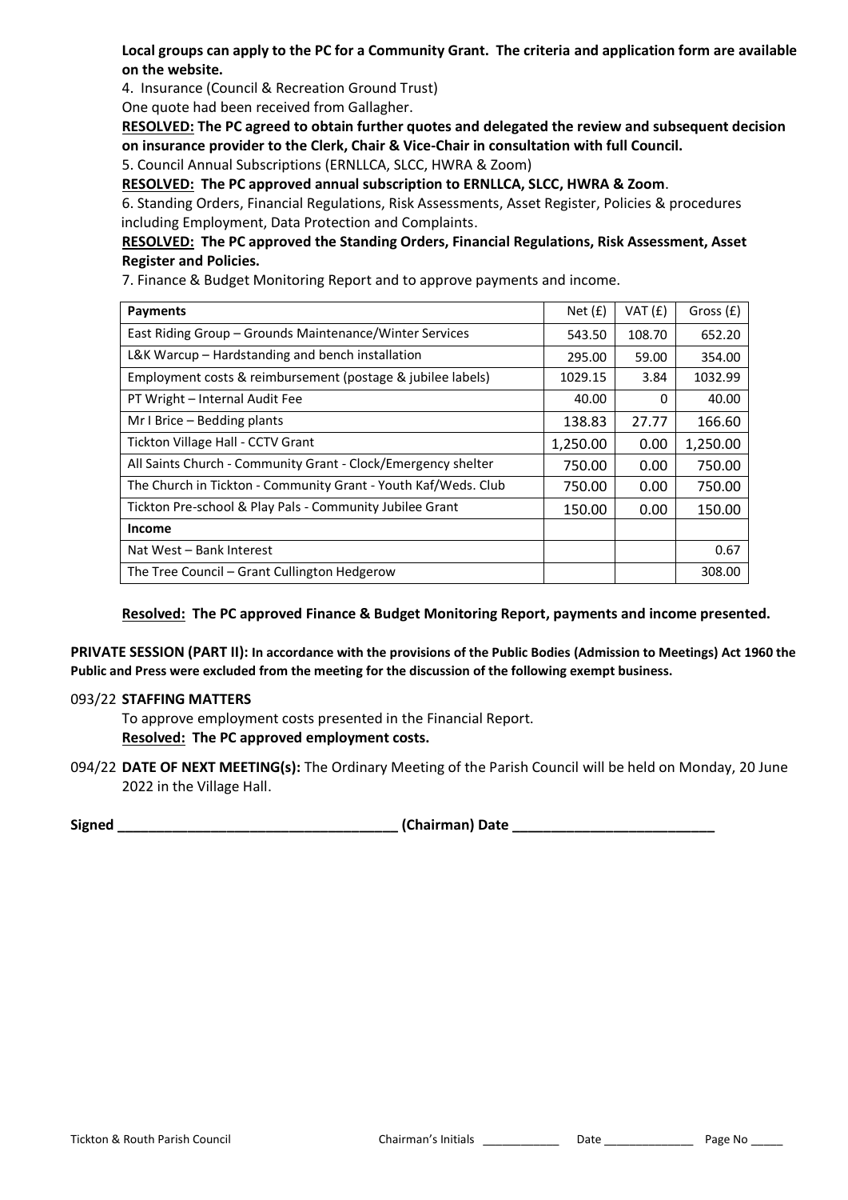**Local groups can apply to the PC for a Community Grant. The criteria and application form are available on the website.**

4. Insurance (Council & Recreation Ground Trust)

One quote had been received from Gallagher.

**RESOLVED: The PC agreed to obtain further quotes and delegated the review and subsequent decision on insurance provider to the Clerk, Chair & Vice-Chair in consultation with full Council.**

5. Council Annual Subscriptions (ERNLLCA, SLCC, HWRA & Zoom)

**RESOLVED: The PC approved annual subscription to ERNLLCA, SLCC, HWRA & Zoom**.

6. Standing Orders, Financial Regulations, Risk Assessments, Asset Register, Policies & procedures including Employment, Data Protection and Complaints.

**RESOLVED: The PC approved the Standing Orders, Financial Regulations, Risk Assessment, Asset Register and Policies.**

7. Finance & Budget Monitoring Report and to approve payments and income.

| **Payments** | Net (£) | VAT (£) | Gross (£) |
|---|---|---|---|
| East Riding Group – Grounds Maintenance/Winter Services | 543.50 | 108.70 | 652.20 |
| L&K Warcup – Hardstanding and bench installation | 295.00 | 59.00 | 354.00 |
| Employment costs & reimbursement (postage & jubilee labels) | 1029.15 | 3.84 | 1032.99 |
| PT Wright – Internal Audit Fee | 40.00 | 0 | 40.00 |
| Mr I Brice – Bedding plants | 138.83 | 27.77 | 166.60 |
| Tickton Village Hall - CCTV Grant | 1,250.00 | 0.00 | 1,250.00 |
| All Saints Church - Community Grant - Clock/Emergency shelter | 750.00 | 0.00 | 750.00 |
| The Church in Tickton - Community Grant - Youth Kaf/Weds. Club | 750.00 | 0.00 | 750.00 |
| Tickton Pre-school & Play Pals - Community Jubilee Grant | 150.00 | 0.00 | 150.00 |
| **Income** | | | |
| Nat West – Bank Interest | | | 0.67 |
| The Tree Council – Grant Cullington Hedgerow | | | 308.00 |

**Resolved: The PC approved Finance & Budget Monitoring Report, payments and income presented.**

**PRIVATE SESSION (PART II): In accordance with the provisions of the Public Bodies (Admission to Meetings) Act 1960 the Public and Press were excluded from the meeting for the discussion of the following exempt business.**

093/22 **STAFFING MATTERS**

To approve employment costs presented in the Financial Report.

**Resolved: The PC approved employment costs.**

094/22 **DATE OF NEXT MEETING(s):** The Ordinary Meeting of the Parish Council will be held on Monday, 20 June 2022 in the Village Hall.

**Signed \_\_\_\_\_\_\_\_\_\_\_\_\_\_\_\_\_\_\_\_\_\_\_\_\_\_\_\_\_\_\_\_\_\_\_ (Chairman) Date \_\_\_\_\_\_\_\_\_\_\_\_\_\_\_\_\_\_\_\_\_\_\_\_\_\_**